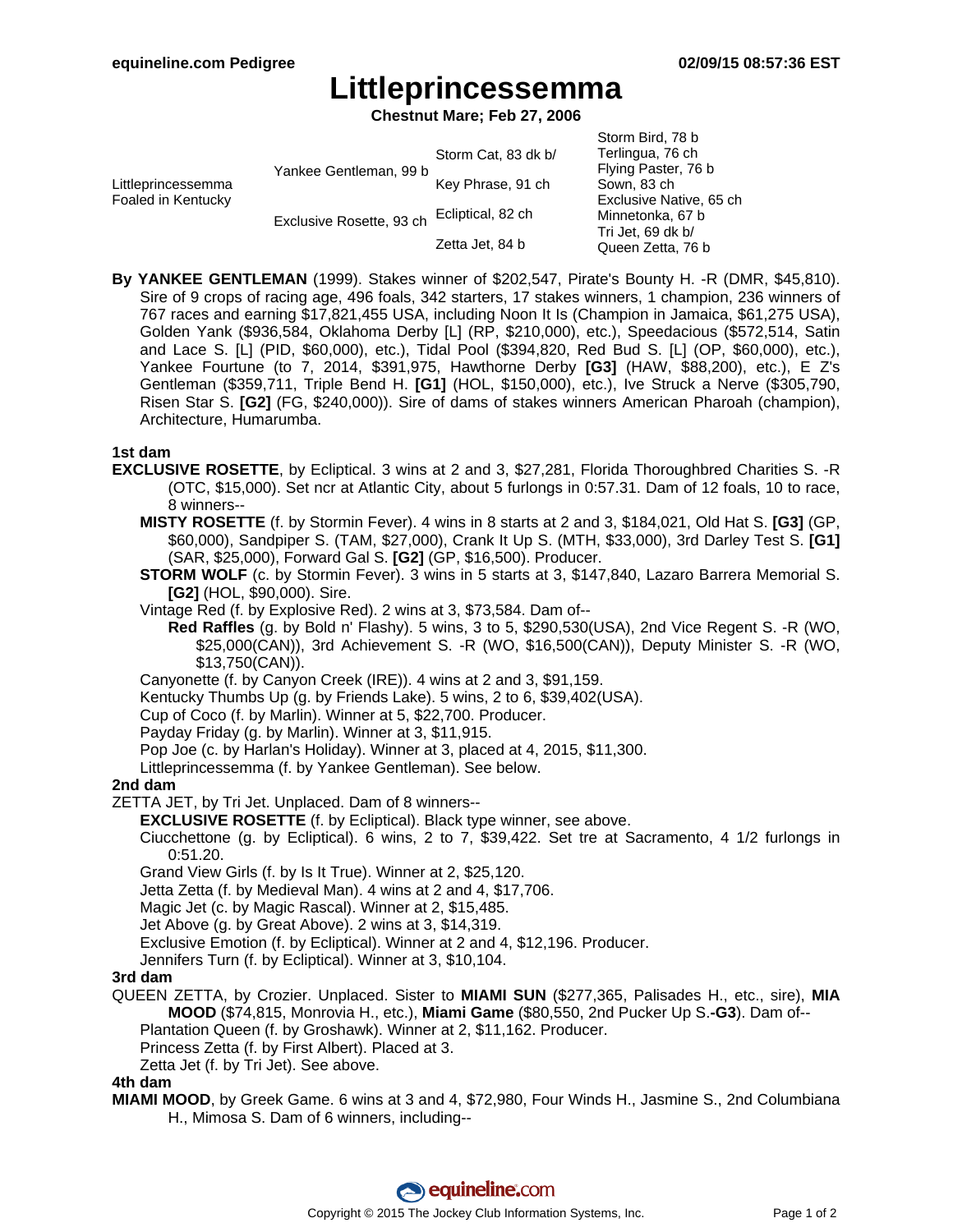# Littleprincessemma

**Chestnut Mare; Feb 27, 2006**

| | | | |
|---|---|---|---|
| Littleprincessemma Foaled in Kentucky | Yankee Gentleman, 99 b | Storm Cat, 83 dk b/ | Storm Bird, 78 b |
| | | | Terlingua, 76 ch |
| | | Key Phrase, 91 ch | Flying Paster, 76 b |
| | | | Sown, 83 ch |
| | Exclusive Rosette, 93 ch | Ecliptical, 82 ch | Exclusive Native, 65 ch |
| | | | Minnetonka, 67 b |
| | | Zetta Jet, 84 b | Tri Jet, 69 dk b/ |
| | | | Queen Zetta, 76 b |

**By YANKEE GENTLEMAN** (1999). Stakes winner of $202,547, Pirate's Bounty H. -R (DMR, $45,810). Sire of 9 crops of racing age, 496 foals, 342 starters, 17 stakes winners, 1 champion, 236 winners of 767 races and earning $17,821,455 USA, including Noon It Is (Champion in Jamaica, $61,275 USA), Golden Yank ($936,584, Oklahoma Derby [L] (RP, $210,000), etc.), Speedacious ($572,514, Satin and Lace S. [L] (PID, $60,000), etc.), Tidal Pool ($394,820, Red Bud S. [L] (OP, $60,000), etc.), Yankee Fourtune (to 7, 2014, $391,975, Hawthorne Derby **[G3]** (HAW, $88,200), etc.), E Z's Gentleman ($359,711, Triple Bend H. **[G1]** (HOL, $150,000), etc.), Ive Struck a Nerve ($305,790, Risen Star S. **[G2]** (FG, $240,000)). Sire of dams of stakes winners American Pharoah (champion), Architecture, Humarumba.

**1st dam**

**EXCLUSIVE ROSETTE**, by Ecliptical. 3 wins at 2 and 3, $27,281, Florida Thoroughbred Charities S. -R (OTC, $15,000). Set ncr at Atlantic City, about 5 furlongs in 0:57.31. Dam of 12 foals, 10 to race, 8 winners--

- **MISTY ROSETTE** (f. by Stormin Fever). 4 wins in 8 starts at 2 and 3, $184,021, Old Hat S. **[G3]** (GP, $60,000), Sandpiper S. (TAM, $27,000), Crank It Up S. (MTH, $33,000), 3rd Darley Test S. **[G1]** (SAR, $25,000), Forward Gal S. **[G2]** (GP, $16,500). Producer.
- **STORM WOLF** (c. by Stormin Fever). 3 wins in 5 starts at 3, $147,840, Lazaro Barrera Memorial S. **[G2]** (HOL, $90,000). Sire.
- Vintage Red (f. by Explosive Red). 2 wins at 3, $73,584. Dam of--
  - **Red Raffles** (g. by Bold n' Flashy). 5 wins, 3 to 5, $290,530(USA), 2nd Vice Regent S. -R (WO, $25,000(CAN)), 3rd Achievement S. -R (WO, $16,500(CAN)), Deputy Minister S. -R (WO, $13,750(CAN)).
- Canyonette (f. by Canyon Creek (IRE)). 4 wins at 2 and 3, $91,159.
- Kentucky Thumbs Up (g. by Friends Lake). 5 wins, 2 to 6, $39,402(USA).
- Cup of Coco (f. by Marlin). Winner at 5, $22,700. Producer.
- Payday Friday (g. by Marlin). Winner at 3, $11,915.
- Pop Joe (c. by Harlan's Holiday). Winner at 3, placed at 4, 2015, $11,300.
- Littleprincessemma (f. by Yankee Gentleman). See below.

**2nd dam**

ZETTA JET, by Tri Jet. Unplaced. Dam of 8 winners--

- **EXCLUSIVE ROSETTE** (f. by Ecliptical). Black type winner, see above.
- Ciucchettone (g. by Ecliptical). 6 wins, 2 to 7, $39,422. Set tre at Sacramento, 4 1/2 furlongs in 0:51.20.
- Grand View Girls (f. by Is It True). Winner at 2, $25,120.
- Jetta Zetta (f. by Medieval Man). 4 wins at 2 and 4, $17,706.
- Magic Jet (c. by Magic Rascal). Winner at 2, $15,485.
- Jet Above (g. by Great Above). 2 wins at 3, $14,319.
- Exclusive Emotion (f. by Ecliptical). Winner at 2 and 4, $12,196. Producer.
- Jennifers Turn (f. by Ecliptical). Winner at 3, $10,104.

**3rd dam**

QUEEN ZETTA, by Crozier. Unplaced. Sister to **MIAMI SUN** ($277,365, Palisades H., etc., sire), **MIA MOOD** ($74,815, Monrovia H., etc.), **Miami Game** ($80,550, 2nd Pucker Up S.**-G3**). Dam of--

- Plantation Queen (f. by Groshawk). Winner at 2, $11,162. Producer.
- Princess Zetta (f. by First Albert). Placed at 3.
- Zetta Jet (f. by Tri Jet). See above.

**4th dam**

**MIAMI MOOD**, by Greek Game. 6 wins at 3 and 4, $72,980, Four Winds H., Jasmine S., 2nd Columbiana H., Mimosa S. Dam of 6 winners, including--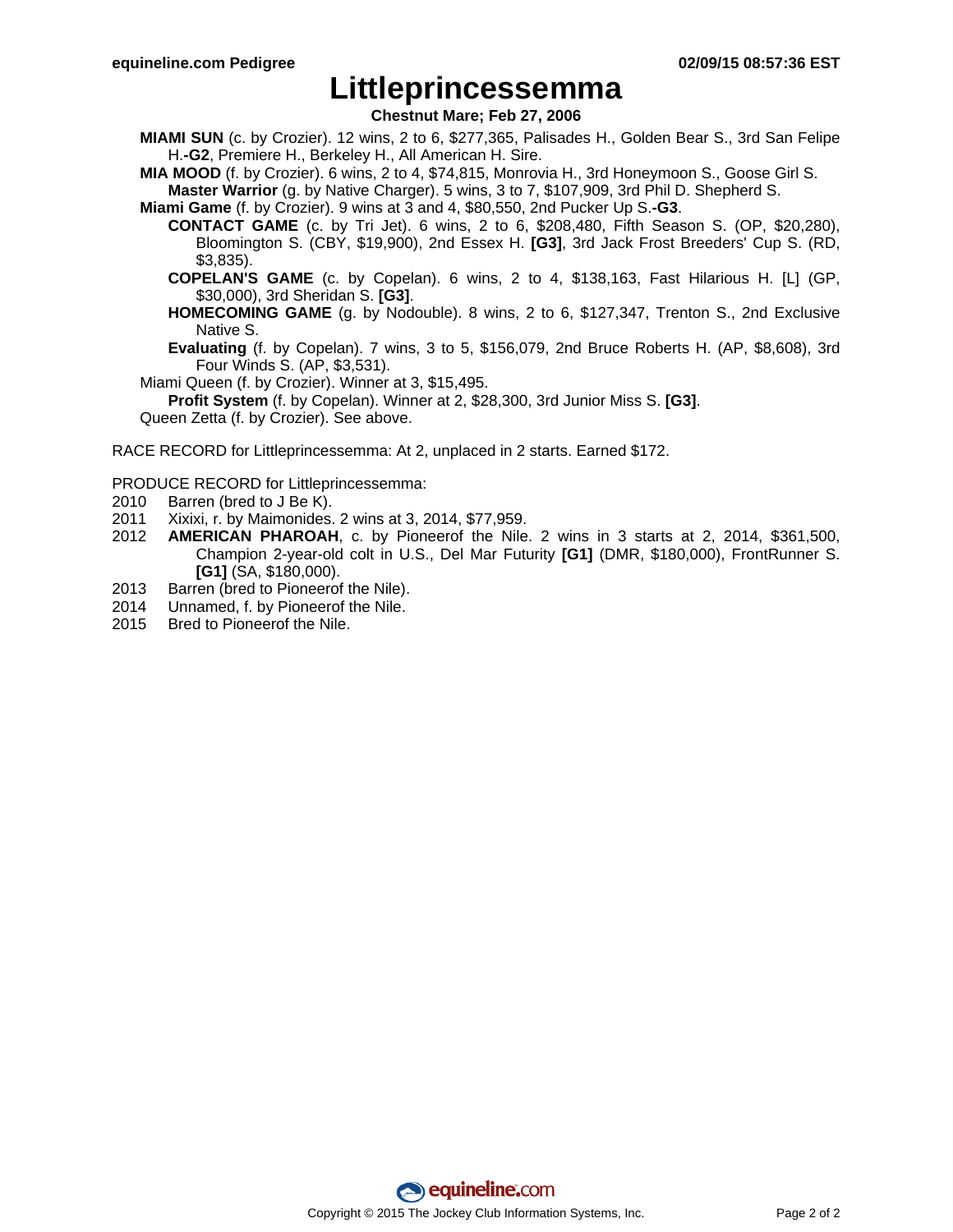# Littleprincessemma

**Chestnut Mare; Feb 27, 2006**

**MIAMI SUN** (c. by Crozier). 12 wins, 2 to 6, $277,365, Palisades H., Golden Bear S., 3rd San Felipe H.**-G2**, Premiere H., Berkeley H., All American H. Sire.

**MIA MOOD** (f. by Crozier). 6 wins, 2 to 4, $74,815, Monrovia H., 3rd Honeymoon S., Goose Girl S.

- **Master Warrior** (g. by Native Charger). 5 wins, 3 to 7, $107,909, 3rd Phil D. Shepherd S.

**Miami Game** (f. by Crozier). 9 wins at 3 and 4, $80,550, 2nd Pucker Up S.**-G3**.

- **CONTACT GAME** (c. by Tri Jet). 6 wins, 2 to 6, $208,480, Fifth Season S. (OP, $20,280), Bloomington S. (CBY, $19,900), 2nd Essex H. **[G3]**, 3rd Jack Frost Breeders' Cup S. (RD, $3,835).
- **COPELAN'S GAME** (c. by Copelan). 6 wins, 2 to 4, $138,163, Fast Hilarious H. [L] (GP, $30,000), 3rd Sheridan S. **[G3]**.
- **HOMECOMING GAME** (g. by Nodouble). 8 wins, 2 to 6, $127,347, Trenton S., 2nd Exclusive Native S.
- **Evaluating** (f. by Copelan). 7 wins, 3 to 5, $156,079, 2nd Bruce Roberts H. (AP, $8,608), 3rd Four Winds S. (AP, $3,531).

Miami Queen (f. by Crozier). Winner at 3, $15,495.

- **Profit System** (f. by Copelan). Winner at 2, $28,300, 3rd Junior Miss S. **[G3]**.

Queen Zetta (f. by Crozier). See above.

RACE RECORD for Littleprincessemma: At 2, unplaced in 2 starts. Earned $172.

PRODUCE RECORD for Littleprincessemma:

| | |
|---|---|
| 2010 | Barren (bred to J Be K). |
| 2011 | Xixixi, r. by Maimonides. 2 wins at 3, 2014, $77,959. |
| 2012 | **AMERICAN PHAROAH**, c. by Pioneerof the Nile. 2 wins in 3 starts at 2, 2014, $361,500, Champion 2-year-old colt in U.S., Del Mar Futurity **[G1]** (DMR, $180,000), FrontRunner S. **[G1]** (SA, $180,000). |
| 2013 | Barren (bred to Pioneerof the Nile). |
| 2014 | Unnamed, f. by Pioneerof the Nile. |
| 2015 | Bred to Pioneerof the Nile. |